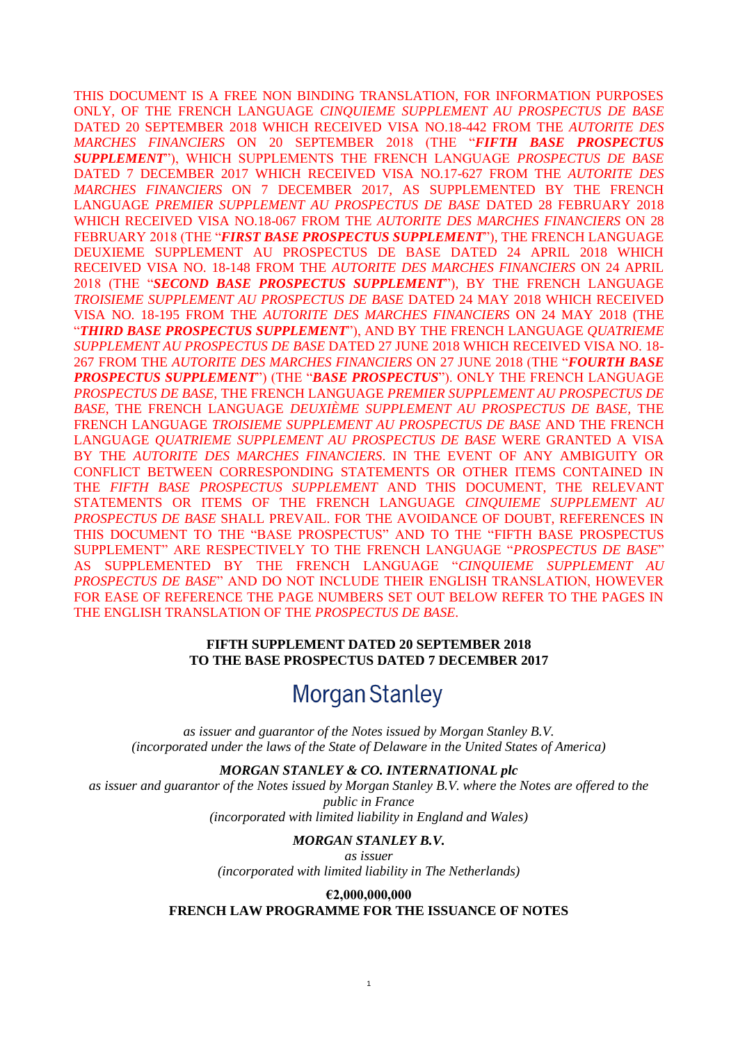THIS DOCUMENT IS A FREE NON BINDING TRANSLATION, FOR INFORMATION PURPOSES ONLY, OF THE FRENCH LANGUAGE *CINQUIEME SUPPLEMENT AU PROSPECTUS DE BASE* DATED 20 SEPTEMBER 2018 WHICH RECEIVED VISA NO.18-442 FROM THE *AUTORITE DES MARCHES FINANCIERS* ON 20 SEPTEMBER 2018 (THE "***FIFTH BASE PROSPECTUS SUPPLEMENT***"), WHICH SUPPLEMENTS THE FRENCH LANGUAGE *PROSPECTUS DE BASE* DATED 7 DECEMBER 2017 WHICH RECEIVED VISA NO.17-627 FROM THE *AUTORITE DES MARCHES FINANCIERS* ON 7 DECEMBER 2017, AS SUPPLEMENTED BY THE FRENCH LANGUAGE *PREMIER SUPPLEMENT AU PROSPECTUS DE BASE* DATED 28 FEBRUARY 2018 WHICH RECEIVED VISA NO.18-067 FROM THE *AUTORITE DES MARCHES FINANCIERS* ON 28 FEBRUARY 2018 (THE "***FIRST BASE PROSPECTUS SUPPLEMENT***"), THE FRENCH LANGUAGE DEUXIEME SUPPLEMENT AU PROSPECTUS DE BASE DATED 24 APRIL 2018 WHICH RECEIVED VISA NO. 18-148 FROM THE *AUTORITE DES MARCHES FINANCIERS* ON 24 APRIL 2018 (THE "***SECOND BASE PROSPECTUS SUPPLEMENT***"), BY THE FRENCH LANGUAGE *TROISIEME SUPPLEMENT AU PROSPECTUS DE BASE* DATED 24 MAY 2018 WHICH RECEIVED VISA NO. 18-195 FROM THE *AUTORITE DES MARCHES FINANCIERS* ON 24 MAY 2018 (THE "***THIRD BASE PROSPECTUS SUPPLEMENT***"), AND BY THE FRENCH LANGUAGE *QUATRIEME SUPPLEMENT AU PROSPECTUS DE BASE* DATED 27 JUNE 2018 WHICH RECEIVED VISA NO. 18-267 FROM THE *AUTORITE DES MARCHES FINANCIERS* ON 27 JUNE 2018 (THE "***FOURTH BASE PROSPECTUS SUPPLEMENT***") (THE "***BASE PROSPECTUS***"). ONLY THE FRENCH LANGUAGE *PROSPECTUS DE BASE*, THE FRENCH LANGUAGE *PREMIER SUPPLEMENT AU PROSPECTUS DE BASE*, THE FRENCH LANGUAGE *DEUXIÈME SUPPLEMENT AU PROSPECTUS DE BASE*, THE FRENCH LANGUAGE *TROISIEME SUPPLEMENT AU PROSPECTUS DE BASE* AND THE FRENCH LANGUAGE *QUATRIEME SUPPLEMENT AU PROSPECTUS DE BASE* WERE GRANTED A VISA BY THE *AUTORITE DES MARCHES FINANCIERS*. IN THE EVENT OF ANY AMBIGUITY OR CONFLICT BETWEEN CORRESPONDING STATEMENTS OR OTHER ITEMS CONTAINED IN THE *FIFTH BASE PROSPECTUS SUPPLEMENT* AND THIS DOCUMENT, THE RELEVANT STATEMENTS OR ITEMS OF THE FRENCH LANGUAGE *CINQUIEME SUPPLEMENT AU PROSPECTUS DE BASE* SHALL PREVAIL. FOR THE AVOIDANCE OF DOUBT, REFERENCES IN THIS DOCUMENT TO THE "BASE PROSPECTUS" AND TO THE "FIFTH BASE PROSPECTUS SUPPLEMENT" ARE RESPECTIVELY TO THE FRENCH LANGUAGE "*PROSPECTUS DE BASE*" AS SUPPLEMENTED BY THE FRENCH LANGUAGE "*CINQUIEME SUPPLEMENT AU PROSPECTUS DE BASE*" AND DO NOT INCLUDE THEIR ENGLISH TRANSLATION, HOWEVER FOR EASE OF REFERENCE THE PAGE NUMBERS SET OUT BELOW REFER TO THE PAGES IN THE ENGLISH TRANSLATION OF THE *PROSPECTUS DE BASE*.

**FIFTH SUPPLEMENT DATED 20 SEPTEMBER 2018**
**TO THE BASE PROSPECTUS DATED 7 DECEMBER 2017**

# Morgan Stanley

*as issuer and guarantor of the Notes issued by Morgan Stanley B.V.*
*(incorporated under the laws of the State of Delaware in the United States of America)*

***MORGAN STANLEY & CO. INTERNATIONAL plc***
*as issuer and guarantor of the Notes issued by Morgan Stanley B.V. where the Notes are offered to the public in France*
*(incorporated with limited liability in England and Wales)*

***MORGAN STANLEY B.V.***
*as issuer*
*(incorporated with limited liability in The Netherlands)*

**€2,000,000,000**
**FRENCH LAW PROGRAMME FOR THE ISSUANCE OF NOTES**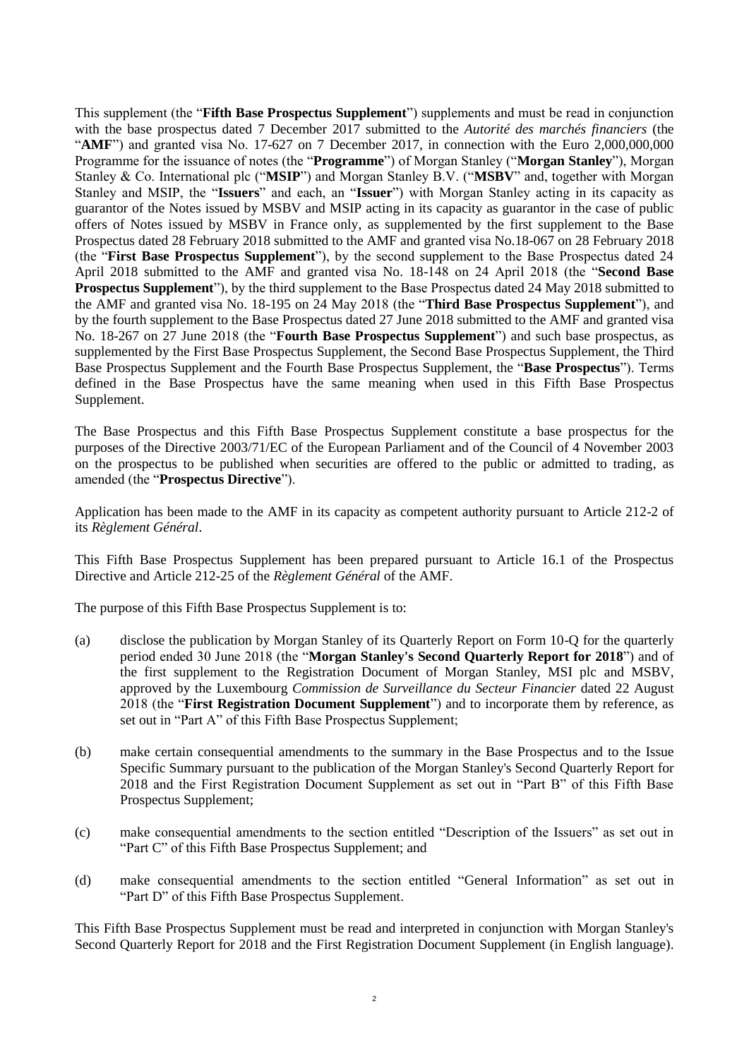This supplement (the "**Fifth Base Prospectus Supplement**") supplements and must be read in conjunction with the base prospectus dated 7 December 2017 submitted to the *Autorité des marchés financiers* (the "**AMF**") and granted visa No. 17-627 on 7 December 2017, in connection with the Euro 2,000,000,000 Programme for the issuance of notes (the "**Programme**") of Morgan Stanley ("**Morgan Stanley**"), Morgan Stanley & Co. International plc ("**MSIP**") and Morgan Stanley B.V. ("**MSBV**" and, together with Morgan Stanley and MSIP, the "**Issuers**" and each, an "**Issuer**") with Morgan Stanley acting in its capacity as guarantor of the Notes issued by MSBV and MSIP acting in its capacity as guarantor in the case of public offers of Notes issued by MSBV in France only, as supplemented by the first supplement to the Base Prospectus dated 28 February 2018 submitted to the AMF and granted visa No.18-067 on 28 February 2018 (the "**First Base Prospectus Supplement**"), by the second supplement to the Base Prospectus dated 24 April 2018 submitted to the AMF and granted visa No. 18-148 on 24 April 2018 (the "**Second Base Prospectus Supplement**"), by the third supplement to the Base Prospectus dated 24 May 2018 submitted to the AMF and granted visa No. 18-195 on 24 May 2018 (the "**Third Base Prospectus Supplement**"), and by the fourth supplement to the Base Prospectus dated 27 June 2018 submitted to the AMF and granted visa No. 18-267 on 27 June 2018 (the "**Fourth Base Prospectus Supplement**") and such base prospectus, as supplemented by the First Base Prospectus Supplement, the Second Base Prospectus Supplement, the Third Base Prospectus Supplement and the Fourth Base Prospectus Supplement, the "**Base Prospectus**"). Terms defined in the Base Prospectus have the same meaning when used in this Fifth Base Prospectus Supplement.

The Base Prospectus and this Fifth Base Prospectus Supplement constitute a base prospectus for the purposes of the Directive 2003/71/EC of the European Parliament and of the Council of 4 November 2003 on the prospectus to be published when securities are offered to the public or admitted to trading, as amended (the "**Prospectus Directive**").

Application has been made to the AMF in its capacity as competent authority pursuant to Article 212-2 of its *Règlement Général*.

This Fifth Base Prospectus Supplement has been prepared pursuant to Article 16.1 of the Prospectus Directive and Article 212-25 of the *Règlement Général* of the AMF.

The purpose of this Fifth Base Prospectus Supplement is to:

(a) disclose the publication by Morgan Stanley of its Quarterly Report on Form 10-Q for the quarterly period ended 30 June 2018 (the "**Morgan Stanley's Second Quarterly Report for 2018**") and of the first supplement to the Registration Document of Morgan Stanley, MSI plc and MSBV, approved by the Luxembourg *Commission de Surveillance du Secteur Financier* dated 22 August 2018 (the "**First Registration Document Supplement**") and to incorporate them by reference, as set out in "Part A" of this Fifth Base Prospectus Supplement;

(b) make certain consequential amendments to the summary in the Base Prospectus and to the Issue Specific Summary pursuant to the publication of the Morgan Stanley's Second Quarterly Report for 2018 and the First Registration Document Supplement as set out in "Part B" of this Fifth Base Prospectus Supplement;

(c) make consequential amendments to the section entitled "Description of the Issuers" as set out in "Part C" of this Fifth Base Prospectus Supplement; and

(d) make consequential amendments to the section entitled "General Information" as set out in "Part D" of this Fifth Base Prospectus Supplement.

This Fifth Base Prospectus Supplement must be read and interpreted in conjunction with Morgan Stanley's Second Quarterly Report for 2018 and the First Registration Document Supplement (in English language).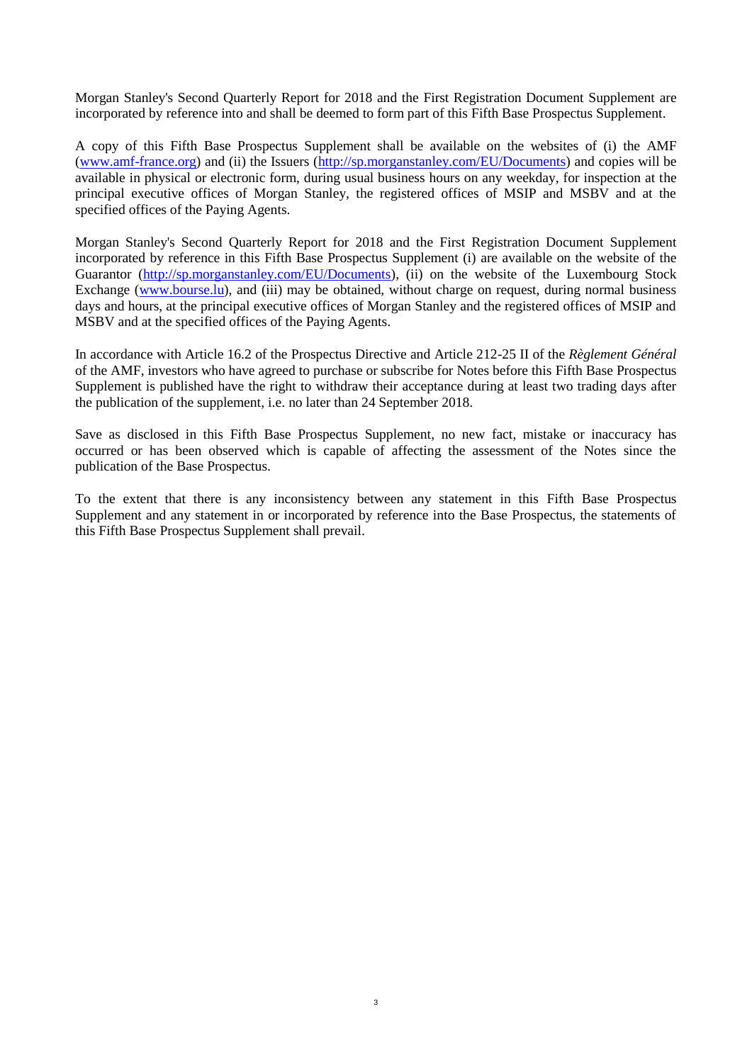Morgan Stanley's Second Quarterly Report for 2018 and the First Registration Document Supplement are incorporated by reference into and shall be deemed to form part of this Fifth Base Prospectus Supplement.

A copy of this Fifth Base Prospectus Supplement shall be available on the websites of (i) the AMF (www.amf-france.org) and (ii) the Issuers (http://sp.morganstanley.com/EU/Documents) and copies will be available in physical or electronic form, during usual business hours on any weekday, for inspection at the principal executive offices of Morgan Stanley, the registered offices of MSIP and MSBV and at the specified offices of the Paying Agents.

Morgan Stanley's Second Quarterly Report for 2018 and the First Registration Document Supplement incorporated by reference in this Fifth Base Prospectus Supplement (i) are available on the website of the Guarantor (http://sp.morganstanley.com/EU/Documents), (ii) on the website of the Luxembourg Stock Exchange (www.bourse.lu), and (iii) may be obtained, without charge on request, during normal business days and hours, at the principal executive offices of Morgan Stanley and the registered offices of MSIP and MSBV and at the specified offices of the Paying Agents.

In accordance with Article 16.2 of the Prospectus Directive and Article 212-25 II of the *Règlement Général* of the AMF, investors who have agreed to purchase or subscribe for Notes before this Fifth Base Prospectus Supplement is published have the right to withdraw their acceptance during at least two trading days after the publication of the supplement, i.e. no later than 24 September 2018.

Save as disclosed in this Fifth Base Prospectus Supplement, no new fact, mistake or inaccuracy has occurred or has been observed which is capable of affecting the assessment of the Notes since the publication of the Base Prospectus.

To the extent that there is any inconsistency between any statement in this Fifth Base Prospectus Supplement and any statement in or incorporated by reference into the Base Prospectus, the statements of this Fifth Base Prospectus Supplement shall prevail.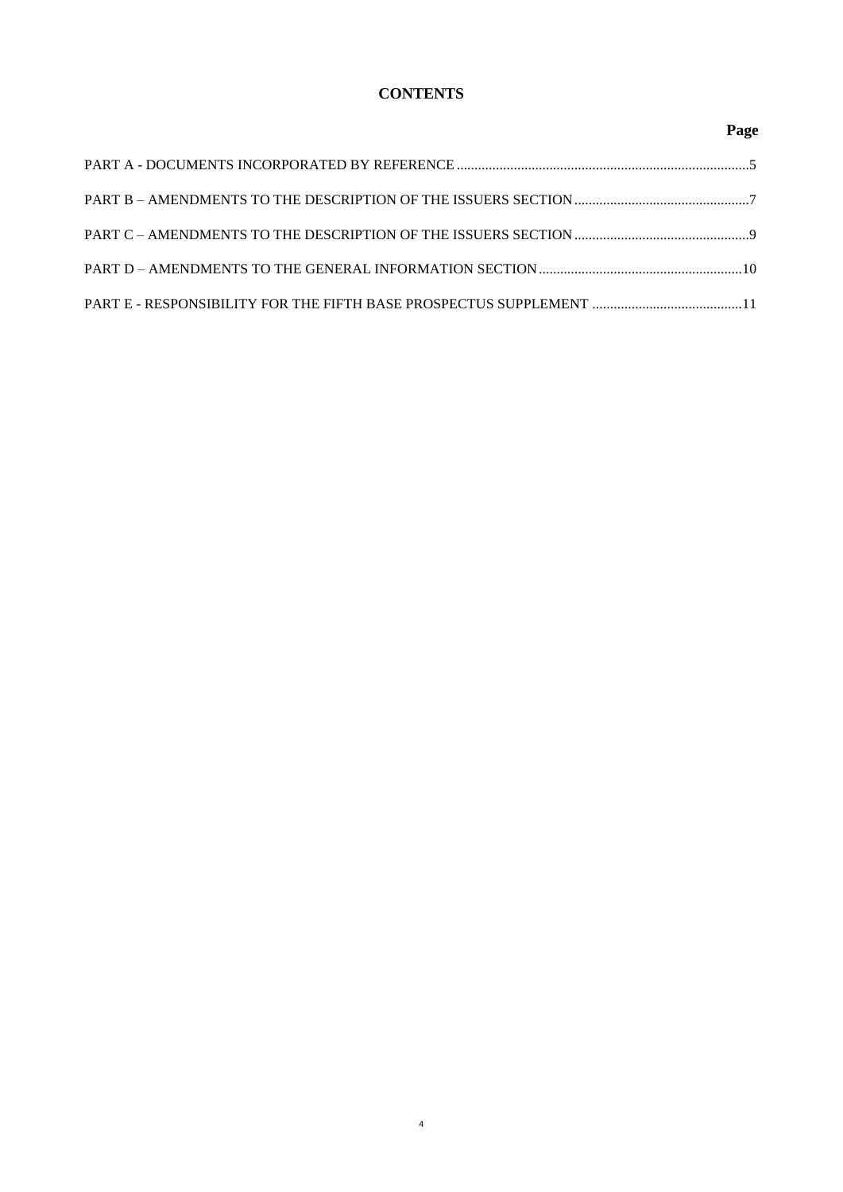# CONTENTS

| | Page |
|---|---|
| PART A - DOCUMENTS INCORPORATED BY REFERENCE | 5 |
| PART B – AMENDMENTS TO THE DESCRIPTION OF THE ISSUERS SECTION | 7 |
| PART C – AMENDMENTS TO THE DESCRIPTION OF THE ISSUERS SECTION | 9 |
| PART D – AMENDMENTS TO THE GENERAL INFORMATION SECTION | 10 |
| PART E - RESPONSIBILITY FOR THE FIFTH BASE PROSPECTUS SUPPLEMENT | 11 |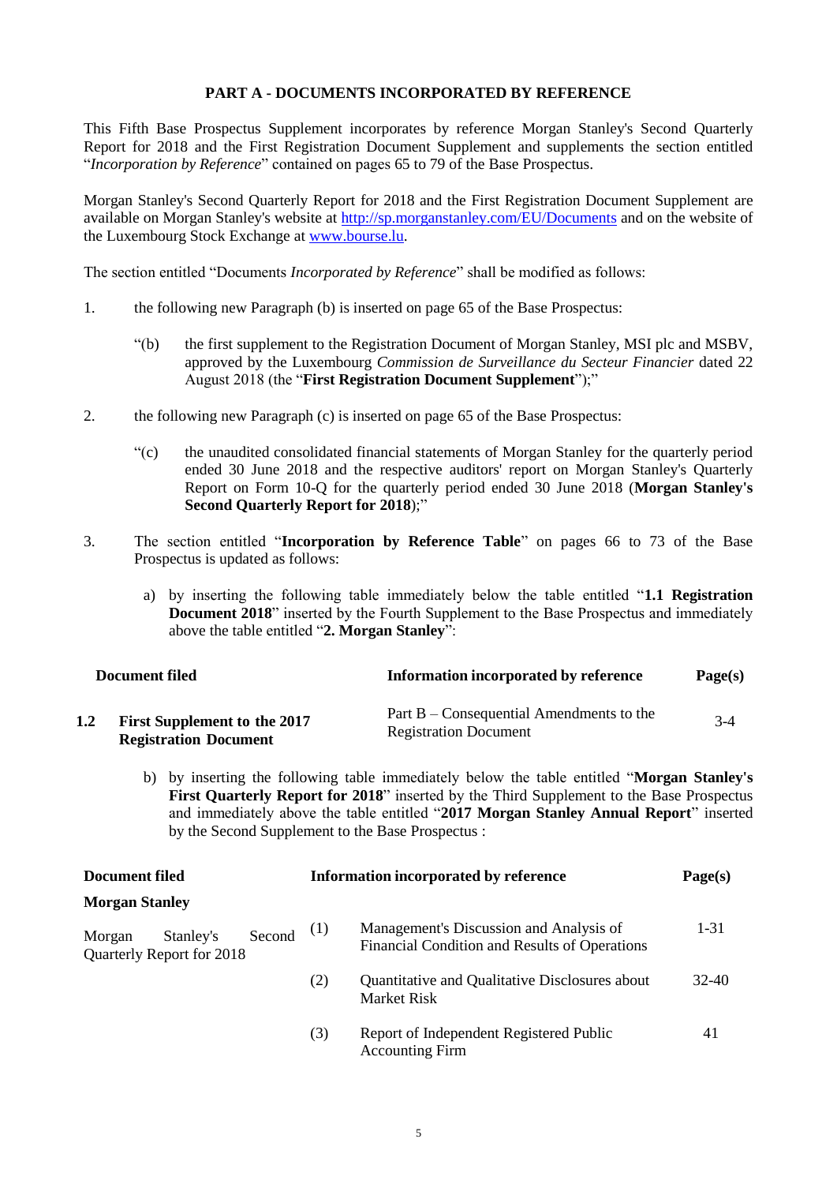## PART A - DOCUMENTS INCORPORATED BY REFERENCE

This Fifth Base Prospectus Supplement incorporates by reference Morgan Stanley's Second Quarterly Report for 2018 and the First Registration Document Supplement and supplements the section entitled "*Incorporation by Reference*" contained on pages 65 to 79 of the Base Prospectus.

Morgan Stanley's Second Quarterly Report for 2018 and the First Registration Document Supplement are available on Morgan Stanley's website at http://sp.morganstanley.com/EU/Documents and on the website of the Luxembourg Stock Exchange at www.bourse.lu.

The section entitled "Documents *Incorporated by Reference*" shall be modified as follows:

1. the following new Paragraph (b) is inserted on page 65 of the Base Prospectus:

   "(b) the first supplement to the Registration Document of Morgan Stanley, MSI plc and MSBV, approved by the Luxembourg *Commission de Surveillance du Secteur Financier* dated 22 August 2018 (the "**First Registration Document Supplement**");"

2. the following new Paragraph (c) is inserted on page 65 of the Base Prospectus:

   "(c) the unaudited consolidated financial statements of Morgan Stanley for the quarterly period ended 30 June 2018 and the respective auditors' report on Morgan Stanley's Quarterly Report on Form 10-Q for the quarterly period ended 30 June 2018 (**Morgan Stanley's Second Quarterly Report for 2018**);"

3. The section entitled "**Incorporation by Reference Table**" on pages 66 to 73 of the Base Prospectus is updated as follows:

   a) by inserting the following table immediately below the table entitled "**1.1 Registration Document 2018**" inserted by the Fourth Supplement to the Base Prospectus and immediately above the table entitled "**2. Morgan Stanley**":

| | Document filed | Information incorporated by reference | Page(s) |
|---|---|---|---|
| **1.2** | **First Supplement to the 2017 Registration Document** | Part B – Consequential Amendments to the Registration Document | 3-4 |

   b) by inserting the following table immediately below the table entitled "**Morgan Stanley's First Quarterly Report for 2018**" inserted by the Third Supplement to the Base Prospectus and immediately above the table entitled "**2017 Morgan Stanley Annual Report**" inserted by the Second Supplement to the Base Prospectus :

| Document filed | | Information incorporated by reference | Page(s) |
|---|---|---|---|
| **Morgan Stanley** | | | |
| Morgan Stanley's Second Quarterly Report for 2018 | (1) | Management's Discussion and Analysis of Financial Condition and Results of Operations | 1-31 |
| | (2) | Quantitative and Qualitative Disclosures about Market Risk | 32-40 |
| | (3) | Report of Independent Registered Public Accounting Firm | 41 |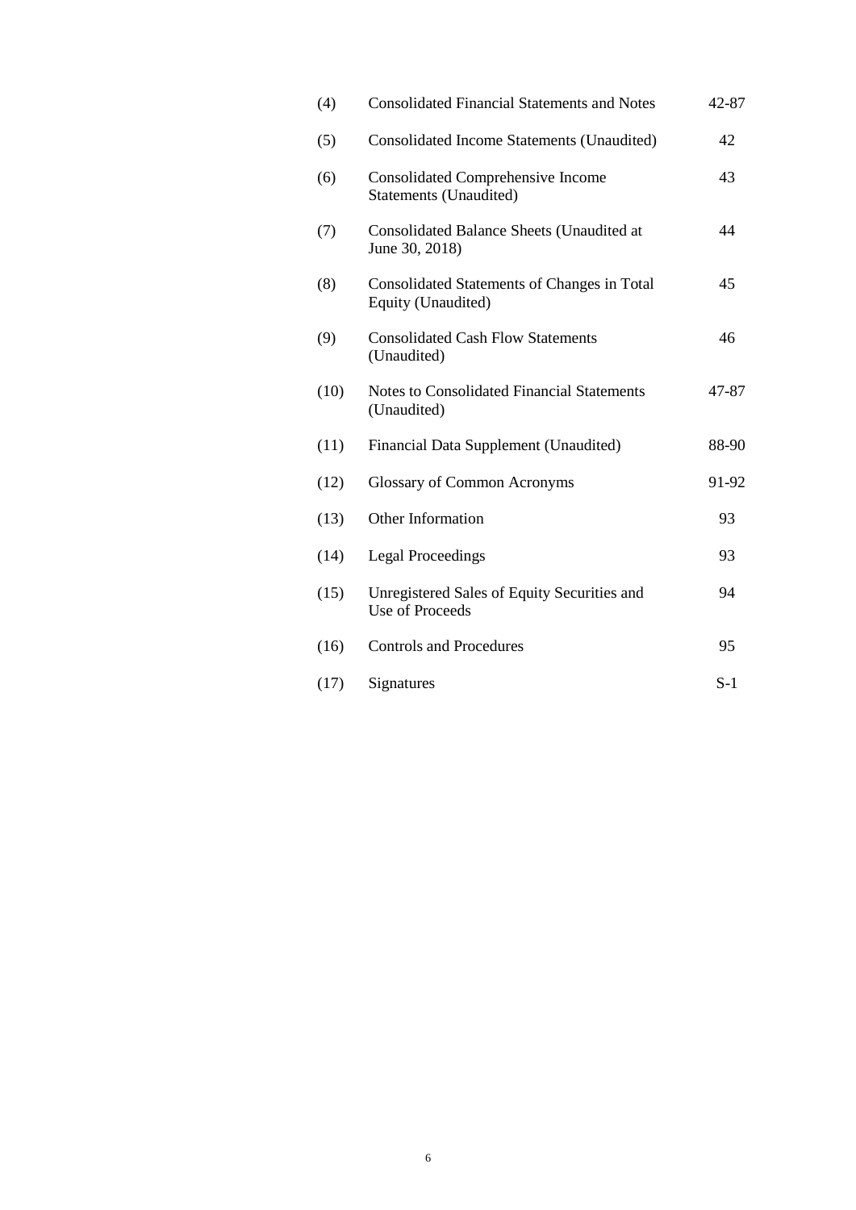| | | |
|---|---|---|
| (4) | Consolidated Financial Statements and Notes | 42-87 |
| (5) | Consolidated Income Statements (Unaudited) | 42 |
| (6) | Consolidated Comprehensive Income Statements (Unaudited) | 43 |
| (7) | Consolidated Balance Sheets (Unaudited at June 30, 2018) | 44 |
| (8) | Consolidated Statements of Changes in Total Equity (Unaudited) | 45 |
| (9) | Consolidated Cash Flow Statements (Unaudited) | 46 |
| (10) | Notes to Consolidated Financial Statements (Unaudited) | 47-87 |
| (11) | Financial Data Supplement (Unaudited) | 88-90 |
| (12) | Glossary of Common Acronyms | 91-92 |
| (13) | Other Information | 93 |
| (14) | Legal Proceedings | 93 |
| (15) | Unregistered Sales of Equity Securities and Use of Proceeds | 94 |
| (16) | Controls and Procedures | 95 |
| (17) | Signatures | S-1 |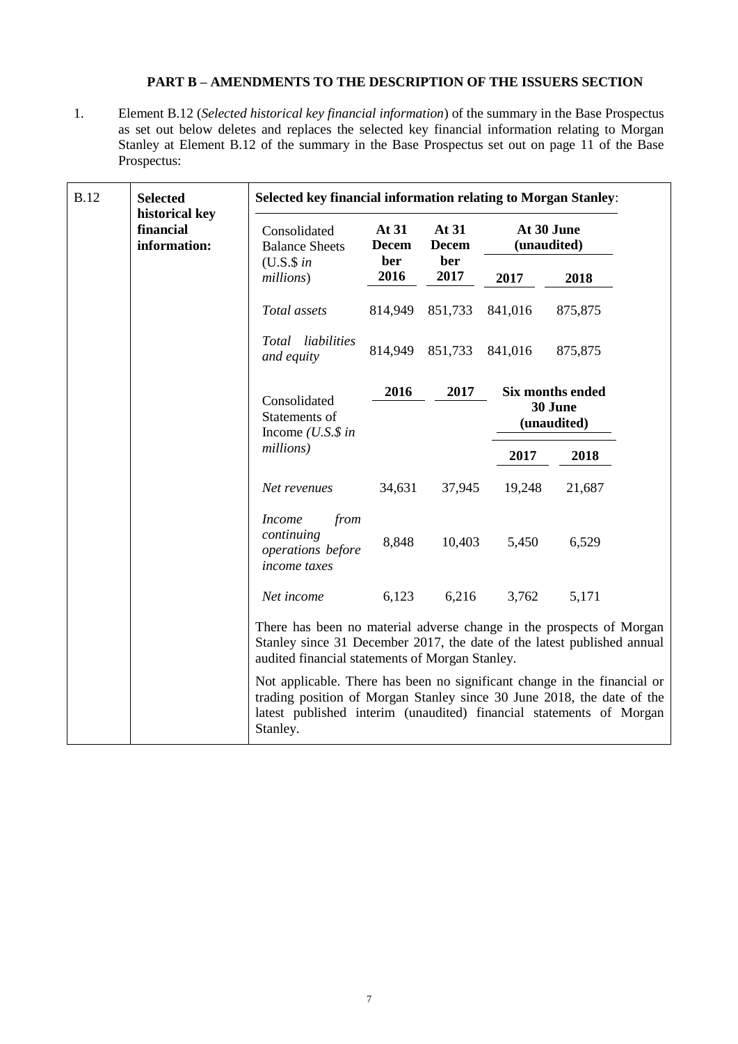### PART B – AMENDMENTS TO THE DESCRIPTION OF THE ISSUERS SECTION

1. Element B.12 (*Selected historical key financial information*) of the summary in the Base Prospectus as set out below deletes and replaces the selected key financial information relating to Morgan Stanley at Element B.12 of the summary in the Base Prospectus set out on page 11 of the Base Prospectus:

| B.12 | Selected historical key financial information: | Selected key financial information relating to Morgan Stanley: | | | | |
|---|---|---|---|---|---|---|
| | | Consolidated Balance Sheets (U.S.$ *in millions*) | At 31 December 2016 | At 31 December 2017 | At 30 June (unaudited) 2017 | At 30 June (unaudited) 2018 |
| | | *Total assets* | 814,949 | 851,733 | 841,016 | 875,875 |
| | | *Total liabilities and equity* | 814,949 | 851,733 | 841,016 | 875,875 |
| | | Consolidated Statements of Income (*U.S.$ in millions)* | 2016 | 2017 | Six months ended 30 June (unaudited) 2017 | Six months ended 30 June (unaudited) 2018 |
| | | *Net revenues* | 34,631 | 37,945 | 19,248 | 21,687 |
| | | *Income from continuing operations before income taxes* | 8,848 | 10,403 | 5,450 | 6,529 |
| | | *Net income* | 6,123 | 6,216 | 3,762 | 5,171 |
| | | There has been no material adverse change in the prospects of Morgan Stanley since 31 December 2017, the date of the latest published annual audited financial statements of Morgan Stanley. | | | | |
| | | Not applicable. There has been no significant change in the financial or trading position of Morgan Stanley since 30 June 2018, the date of the latest published interim (unaudited) financial statements of Morgan Stanley. | | | | |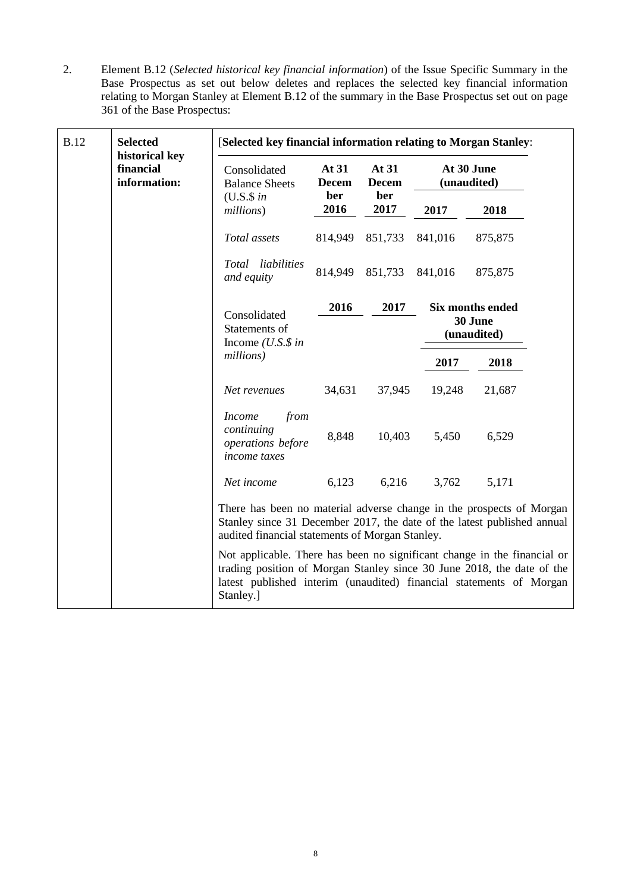2. Element B.12 (*Selected historical key financial information*) of the Issue Specific Summary in the Base Prospectus as set out below deletes and replaces the selected key financial information relating to Morgan Stanley at Element B.12 of the summary in the Base Prospectus set out on page 361 of the Base Prospectus:

| B.12 | **Selected historical key financial information:** | [**Selected key financial information relating to Morgan Stanley**: | | | | |
|---|---|---|---|---|---|---|
| | | Consolidated Balance Sheets (U.S.$ *in millions*) | **At 31 December 2016** | **At 31 December 2017** | **At 30 June (unaudited)** | |
| | | | | | **2017** | **2018** |
| | | *Total assets* | 814,949 | 851,733 | 841,016 | 875,875 |
| | | *Total liabilities and equity* | 814,949 | 851,733 | 841,016 | 875,875 |
| | | Consolidated Statements of Income (*U.S.$ in millions)* | **2016** | **2017** | **Six months ended 30 June (unaudited)** | |
| | | | | | **2017** | **2018** |
| | | *Net revenues* | 34,631 | 37,945 | 19,248 | 21,687 |
| | | *Income from continuing operations before income taxes* | 8,848 | 10,403 | 5,450 | 6,529 |
| | | *Net income* | 6,123 | 6,216 | 3,762 | 5,171 |
| | | There has been no material adverse change in the prospects of Morgan Stanley since 31 December 2017, the date of the latest published annual audited financial statements of Morgan Stanley. | | | | |
| | | Not applicable. There has been no significant change in the financial or trading position of Morgan Stanley since 30 June 2018, the date of the latest published interim (unaudited) financial statements of Morgan Stanley.] | | | | |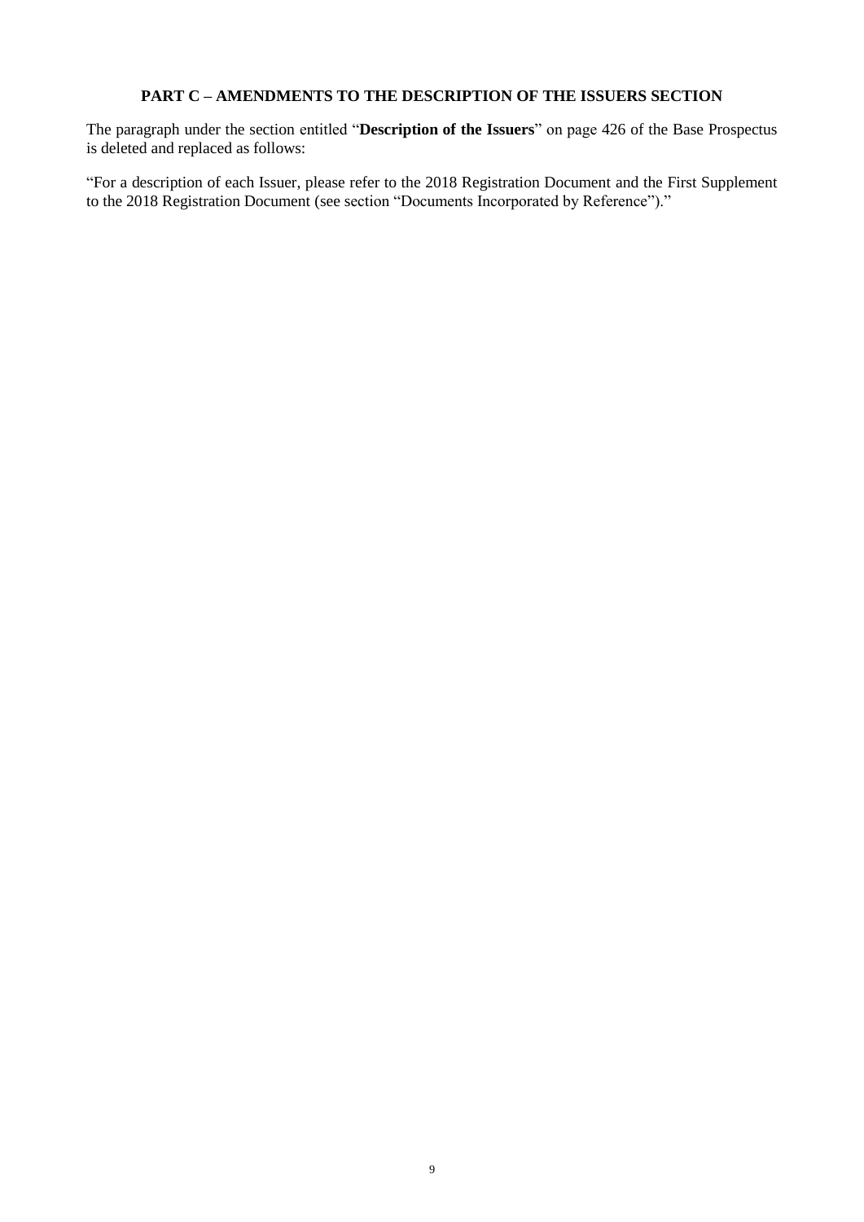## PART C – AMENDMENTS TO THE DESCRIPTION OF THE ISSUERS SECTION

The paragraph under the section entitled "**Description of the Issuers**" on page 426 of the Base Prospectus is deleted and replaced as follows:

"For a description of each Issuer, please refer to the 2018 Registration Document and the First Supplement to the 2018 Registration Document (see section "Documents Incorporated by Reference")."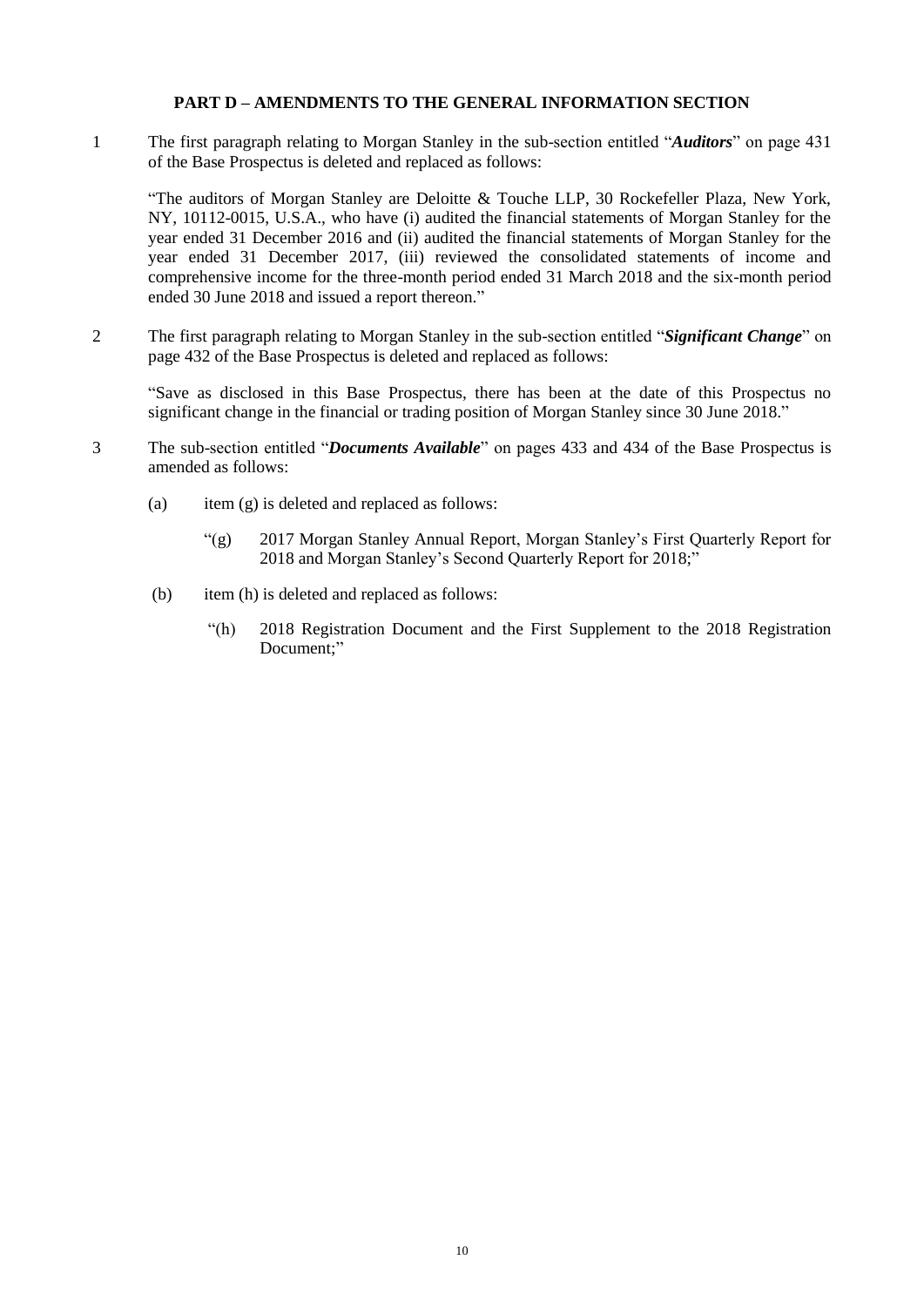## PART D – AMENDMENTS TO THE GENERAL INFORMATION SECTION

1 The first paragraph relating to Morgan Stanley in the sub-section entitled "***Auditors***" on page 431 of the Base Prospectus is deleted and replaced as follows:

"The auditors of Morgan Stanley are Deloitte & Touche LLP, 30 Rockefeller Plaza, New York, NY, 10112-0015, U.S.A., who have (i) audited the financial statements of Morgan Stanley for the year ended 31 December 2016 and (ii) audited the financial statements of Morgan Stanley for the year ended 31 December 2017, (iii) reviewed the consolidated statements of income and comprehensive income for the three-month period ended 31 March 2018 and the six-month period ended 30 June 2018 and issued a report thereon."

2 The first paragraph relating to Morgan Stanley in the sub-section entitled "***Significant Change***" on page 432 of the Base Prospectus is deleted and replaced as follows:

"Save as disclosed in this Base Prospectus, there has been at the date of this Prospectus no significant change in the financial or trading position of Morgan Stanley since 30 June 2018."

3 The sub-section entitled "***Documents Available***" on pages 433 and 434 of the Base Prospectus is amended as follows:

(a) item (g) is deleted and replaced as follows:

"(g) 2017 Morgan Stanley Annual Report, Morgan Stanley's First Quarterly Report for 2018 and Morgan Stanley's Second Quarterly Report for 2018;"

(b) item (h) is deleted and replaced as follows:

"(h) 2018 Registration Document and the First Supplement to the 2018 Registration Document;"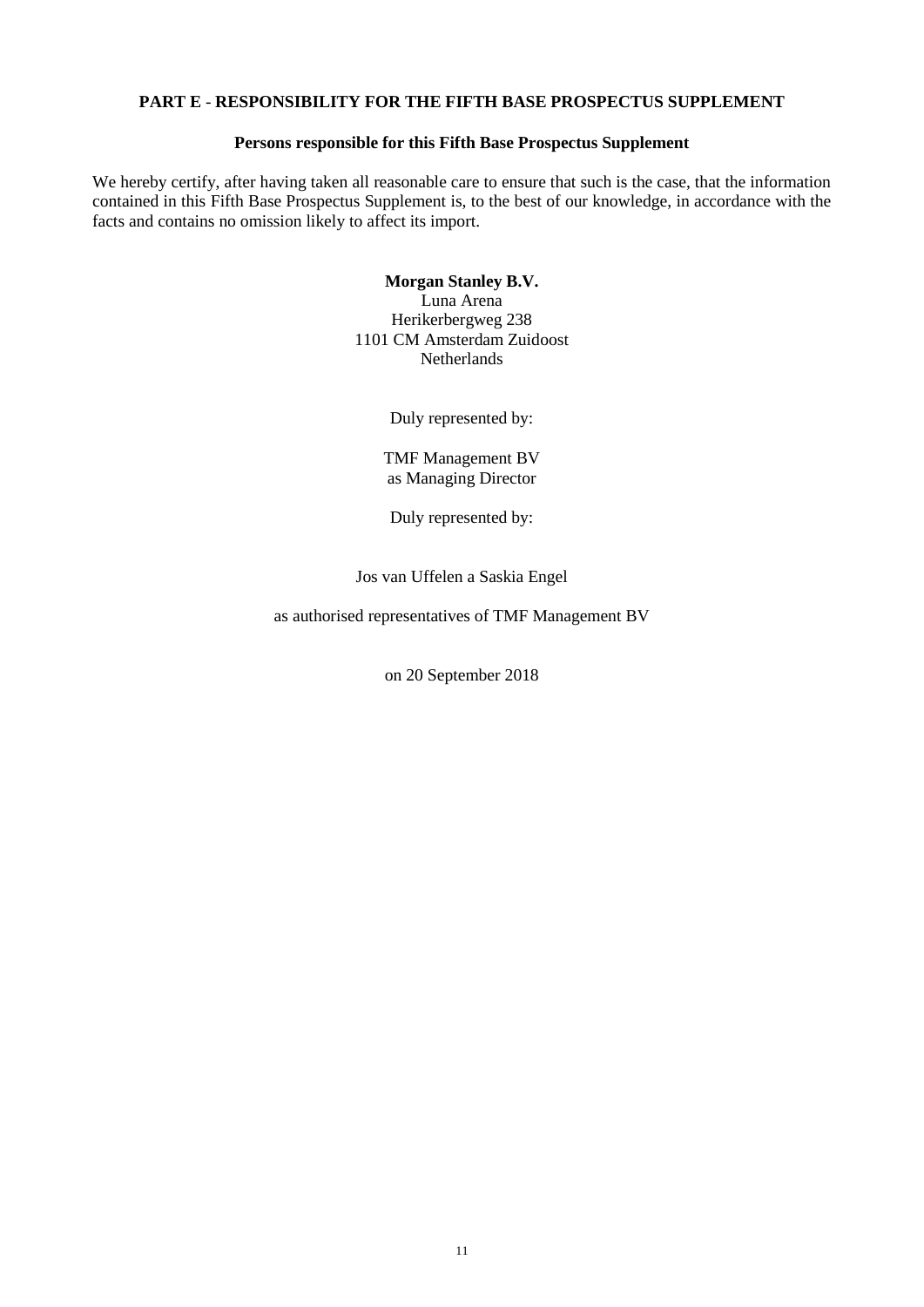## PART E - RESPONSIBILITY FOR THE FIFTH BASE PROSPECTUS SUPPLEMENT

### Persons responsible for this Fifth Base Prospectus Supplement

We hereby certify, after having taken all reasonable care to ensure that such is the case, that the information contained in this Fifth Base Prospectus Supplement is, to the best of our knowledge, in accordance with the facts and contains no omission likely to affect its import.

**Morgan Stanley B.V.**
Luna Arena
Herikerbergweg 238
1101 CM Amsterdam Zuidoost
Netherlands

Duly represented by:

TMF Management BV
as Managing Director

Duly represented by:

Jos van Uffelen a Saskia Engel

as authorised representatives of TMF Management BV

on 20 September 2018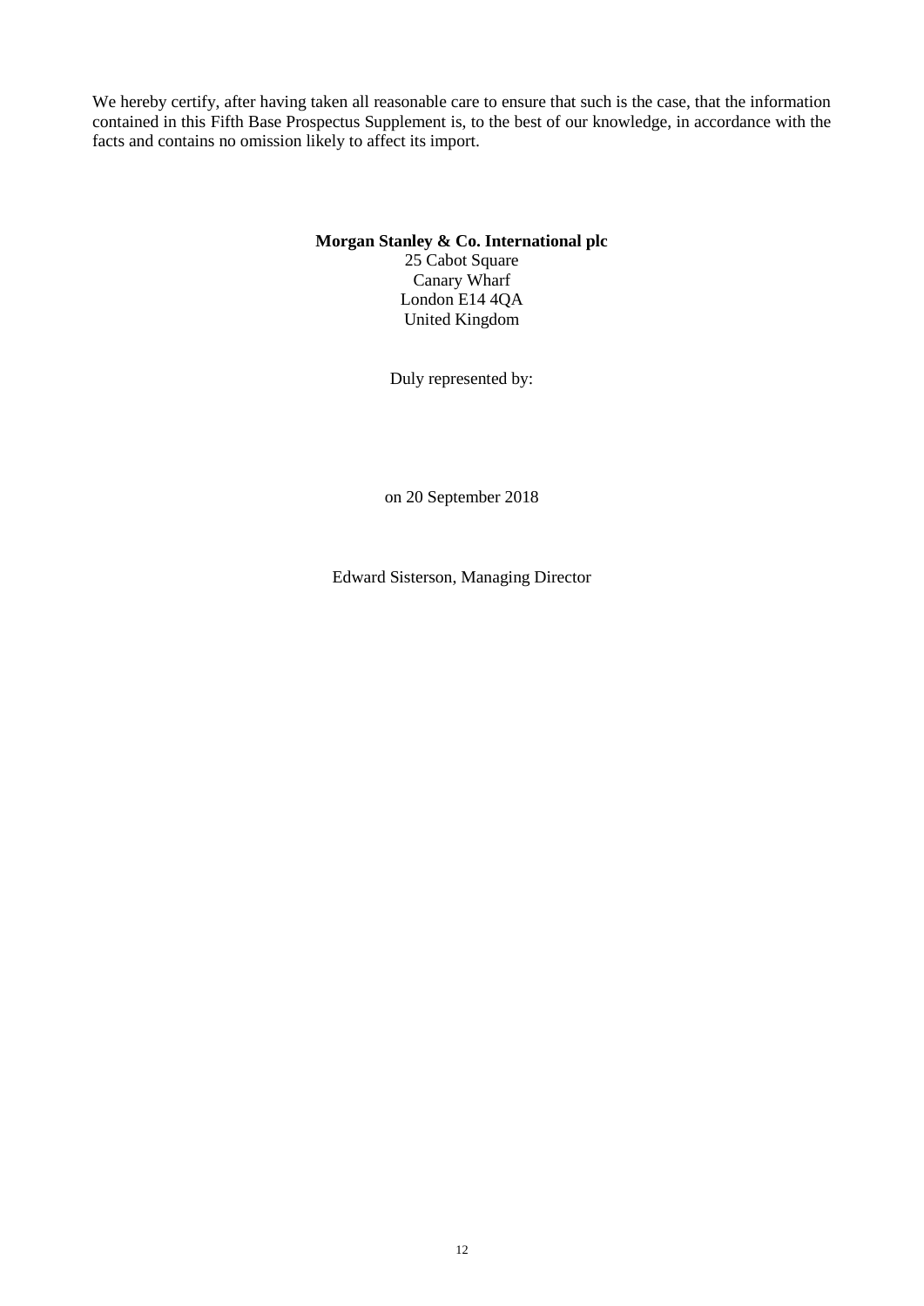We hereby certify, after having taken all reasonable care to ensure that such is the case, that the information contained in this Fifth Base Prospectus Supplement is, to the best of our knowledge, in accordance with the facts and contains no omission likely to affect its import.

**Morgan Stanley & Co. International plc**
25 Cabot Square
Canary Wharf
London E14 4QA
United Kingdom

Duly represented by:

on 20 September 2018

Edward Sisterson, Managing Director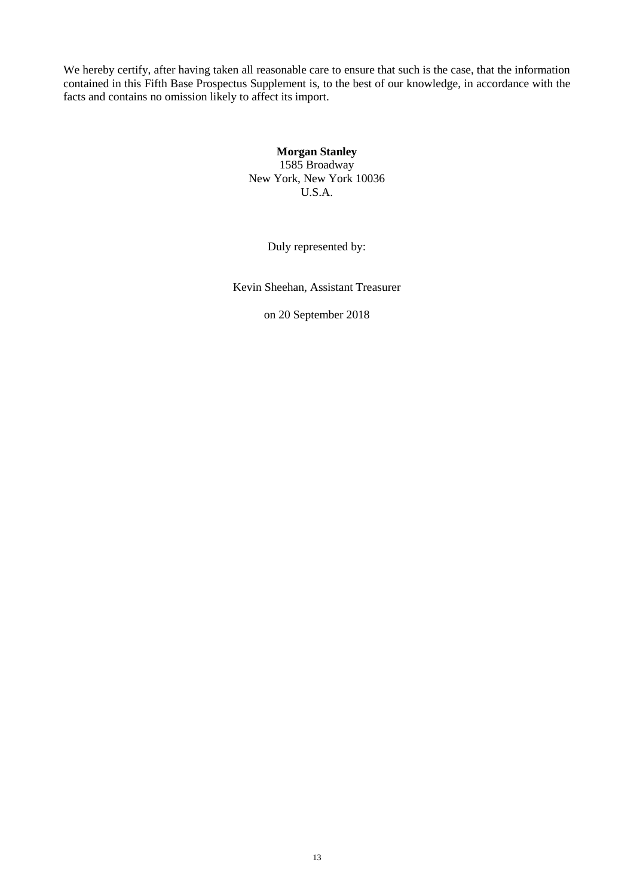We hereby certify, after having taken all reasonable care to ensure that such is the case, that the information contained in this Fifth Base Prospectus Supplement is, to the best of our knowledge, in accordance with the facts and contains no omission likely to affect its import.

**Morgan Stanley**
1585 Broadway
New York, New York 10036
U.S.A.

Duly represented by:

Kevin Sheehan, Assistant Treasurer

on 20 September 2018